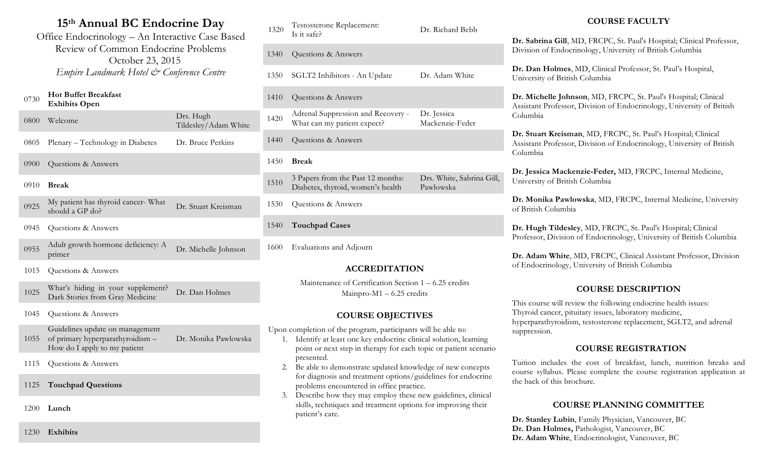# 15th Annual BC Endocrine Day

Office Endocrinology – An Interactive Case Based Review of Common Endocrine Problems

October 23, 2015

*Empire Landmark Hotel & Conference Centre*

| Time | Session | Speaker |
|---|---|---|
| 0730 | **Hot Buffet Breakfast** **Exhibits Open** | |
| 0800 | Welcome | Drs. Hugh Tildesley/Adam White |
| 0805 | Plenary – Technology in Diabetes | Dr. Bruce Perkins |
| 0900 | Questions & Answers | |
| 0910 | **Break** | |
| 0925 | My patient has thyroid cancer- What should a GP do? | Dr. Stuart Kreisman |
| 0945 | Questions & Answers | |
| 0955 | Adult growth hormone deficiency: A primer | Dr. Michelle Johnson |
| 1015 | Questions & Answers | |
| 1025 | What's hiding in your supplement? Dark Stories from Gray Medicine | Dr. Dan Holmes |
| 1045 | Questions & Answers | |
| 1055 | Guidelines update on management of primary hyperparathyroidism – How do I apply to my patient | Dr. Monika Pawlowska |
| 1115 | Questions & Answers | |
| 1125 | **Touchpad Questions** | |
| 1200 | **Lunch** | |
| 1230 | **Exhibits** | |
| 1320 | Testosterone Replacement: Is it safe? | Dr. Richard Bebb |
| 1340 | Questions & Answers | |
| 1350 | SGLT2 Inhibitors - An Update | Dr. Adam White |
| 1410 | Questions & Answers | |
| 1420 | Adrenal Suppression and Recovery - What can my patient expect? | Dr. Jessica Mackenzie-Feder |
| 1440 | Questions & Answers | |
| 1450 | **Break** | |
| 1510 | 3 Papers from the Past 12 months: Diabetes, thyroid, women's health | Drs. White, Sabrina Gill, Pawlowska |
| 1530 | Questions & Answers | |
| 1540 | **Touchpad Cases** | |
| 1600 | Evaluations and Adjourn | |

## ACCREDITATION

Maintenance of Certification Section 1 – 6.25 credits

Mainpro-M1 – 6.25 credits

## COURSE OBJECTIVES

Upon completion of the program, participants will be able to:

1. Identify at least one key endocrine clinical solution, learning point or next step in therapy for each topic or patient scenario presented.
2. Be able to demonstrate updated knowledge of new concepts for diagnosis and treatment options/guidelines for endocrine problems encountered in office practice.
3. Describe how they may employ these new guidelines, clinical skills, techniques and treatment options for improving their patient's care.

## COURSE FACULTY

**Dr. Sabrina Gill**, MD, FRCPC, St. Paul's Hospital; Clinical Professor, Division of Endocrinology, University of British Columbia

**Dr. Dan Holmes**, MD, Clinical Professor, St. Paul's Hospital, University of British Columbia

**Dr. Michelle Johnson**, MD, FRCPC, St. Paul's Hospital; Clinical Assistant Professor, Division of Endocrinology, University of British Columbia

**Dr. Stuart Kreisman**, MD, FRCPC, St. Paul's Hospital; Clinical Assistant Professor, Division of Endocrinology, University of British Columbia

**Dr. Jessica Mackenzie-Feder,** MD, FRCPC, Internal Medicine, University of British Columbia

**Dr. Monika Pawlowska**, MD, FRCPC, Internal Medicine, University of British Columbia

**Dr. Hugh Tildesley**, MD, FRCPC, St. Paul's Hospital; Clinical Professor, Division of Endocrinology, University of British Columbia

**Dr. Adam White**, MD, FRCPC, Clinical Assistant Professor, Division of Endocrinology, University of British Columbia

## COURSE DESCRIPTION

This course will review the following endocrine health issues: Thyroid cancer, pituitary issues, laboratory medicine, hyperparathyroidism, testosterone replacement, SGLT2, and adrenal suppression.

## COURSE REGISTRATION

Tuition includes the cost of breakfast, lunch, nutrition breaks and course syllabus. Please complete the course registration application at the back of this brochure.

## COURSE PLANNING COMMITTEE

**Dr. Stanley Lubin**, Family Physician, Vancouver, BC
**Dr. Dan Holmes,** Pathologist, Vancouver, BC
**Dr. Adam White**, Endocrinologist, Vancouver, BC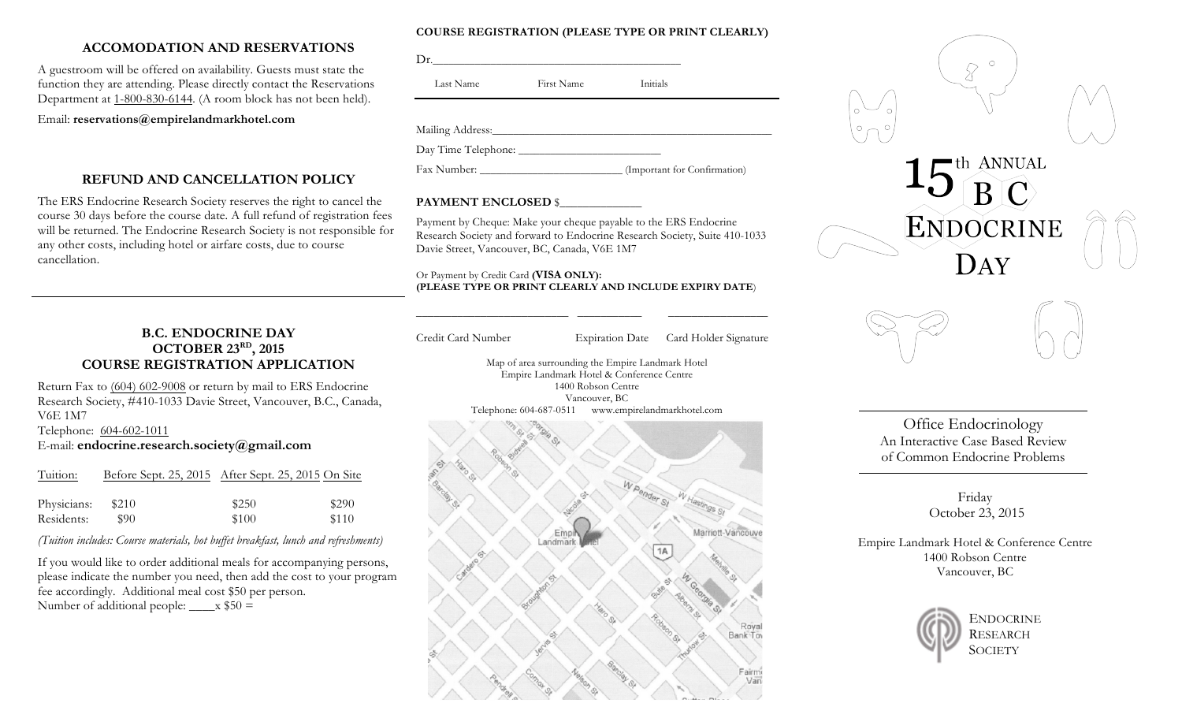## ACCOMODATION AND RESERVATIONS

A guestroom will be offered on availability. Guests must state the function they are attending. Please directly contact the Reservations Department at 1-800-830-6144. (A room block has not been held).

Email: **reservations@empirelandmarkhotel.com**

## REFUND AND CANCELLATION POLICY

The ERS Endocrine Research Society reserves the right to cancel the course 30 days before the course date. A full refund of registration fees will be returned. The Endocrine Research Society is not responsible for any other costs, including hotel or airfare costs, due to course cancellation.

## B.C. ENDOCRINE DAY
## OCTOBER 23RD, 2015
## COURSE REGISTRATION APPLICATION

Return Fax to (604) 602-9008 or return by mail to ERS Endocrine Research Society, #410-1033 Davie Street, Vancouver, B.C., Canada, V6E 1M7

Telephone: 604-602-1011

E-mail: **endocrine.research.society@gmail.com**

| Tuition: | Before Sept. 25, 2015 | After Sept. 25, 2015 | On Site |
|---|---|---|---|
| Physicians: | $210 | $250 | $290 |
| Residents: | $90 | $100 | $110 |

*(Tuition includes: Course materials, hot buffet breakfast, lunch and refreshments)*

If you would like to order additional meals for accompanying persons, please indicate the number you need, then add the cost to your program fee accordingly. Additional meal cost $50 per person.

Number of additional people: ____x $50 =

**COURSE REGISTRATION (PLEASE TYPE OR PRINT CLEARLY)**

Dr.______________________________________

Last Name First Name Initials

Mailing Address:______________________________________________

Day Time Telephone: ________________________

Fax Number: ________________________ (Important for Confirmation)

**PAYMENT ENCLOSED** $_____________

Payment by Cheque: Make your cheque payable to the ERS Endocrine Research Society and forward to Endocrine Research Society, Suite 410-1033 Davie Street, Vancouver, BC, Canada, V6E 1M7

Or Payment by Credit Card **(VISA ONLY):**
**(PLEASE TYPE OR PRINT CLEARLY AND INCLUDE EXPIRY DATE)**

________________________ __________ ________________

Credit Card Number Expiration Date Card Holder Signature

Map of area surrounding the Empire Landmark Hotel
Empire Landmark Hotel & Conference Centre
1400 Robson Centre
Vancouver, BC
Telephone: 604-687-0511 www.empirelandmarkhotel.com

# 15th ANNUAL BC ENDOCRINE DAY

Office Endocrinology
An Interactive Case Based Review
of Common Endocrine Problems

Friday
October 23, 2015

Empire Landmark Hotel & Conference Centre
1400 Robson Centre
Vancouver, BC

ENDOCRINE
RESEARCH
SOCIETY